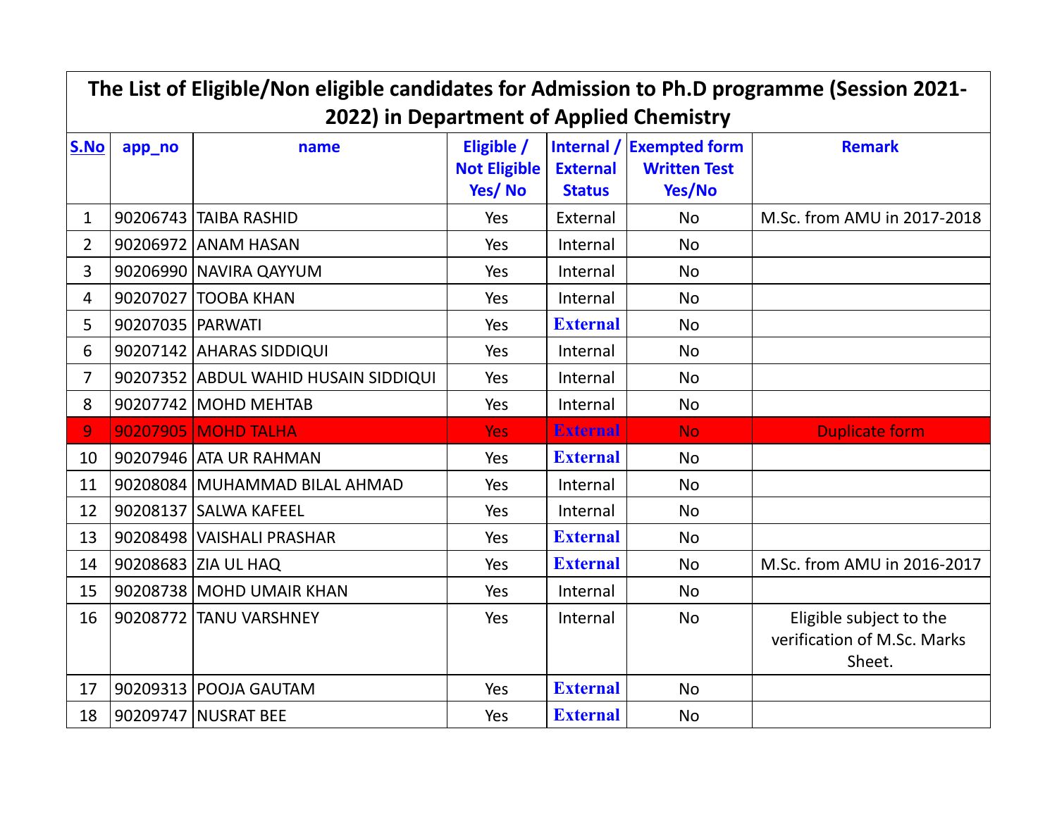# The List of Eligible/Non eligible candidates for Admission to Ph.D programme (Session 2021-2022) in Department of Applied Chemistry

| S.No | app_no | name | Eligible / Not Eligible Yes/ No | Internal / External Status | Exempted form Written Test Yes/No | Remark |
|---|---|---|---|---|---|---|
| 1 | 90206743 | TAIBA RASHID | Yes | External | No | M.Sc. from AMU in 2017-2018 |
| 2 | 90206972 | ANAM HASAN | Yes | Internal | No | |
| 3 | 90206990 | NAVIRA QAYYUM | Yes | Internal | No | |
| 4 | 90207027 | TOOBA KHAN | Yes | Internal | No | |
| 5 | 90207035 | PARWATI | Yes | External | No | |
| 6 | 90207142 | AHARAS SIDDIQUI | Yes | Internal | No | |
| 7 | 90207352 | ABDUL WAHID HUSAIN SIDDIQUI | Yes | Internal | No | |
| 8 | 90207742 | MOHD MEHTAB | Yes | Internal | No | |
| 9 | 90207905 | MOHD TALHA | Yes | External | No | Duplicate form |
| 10 | 90207946 | ATA UR RAHMAN | Yes | External | No | |
| 11 | 90208084 | MUHAMMAD BILAL AHMAD | Yes | Internal | No | |
| 12 | 90208137 | SALWA KAFEEL | Yes | Internal | No | |
| 13 | 90208498 | VAISHALI PRASHAR | Yes | External | No | |
| 14 | 90208683 | ZIA UL HAQ | Yes | External | No | M.Sc. from AMU in 2016-2017 |
| 15 | 90208738 | MOHD UMAIR KHAN | Yes | Internal | No | |
| 16 | 90208772 | TANU VARSHNEY | Yes | Internal | No | Eligible subject to the verification of M.Sc. Marks Sheet. |
| 17 | 90209313 | POOJA GAUTAM | Yes | External | No | |
| 18 | 90209747 | NUSRAT BEE | Yes | External | No | |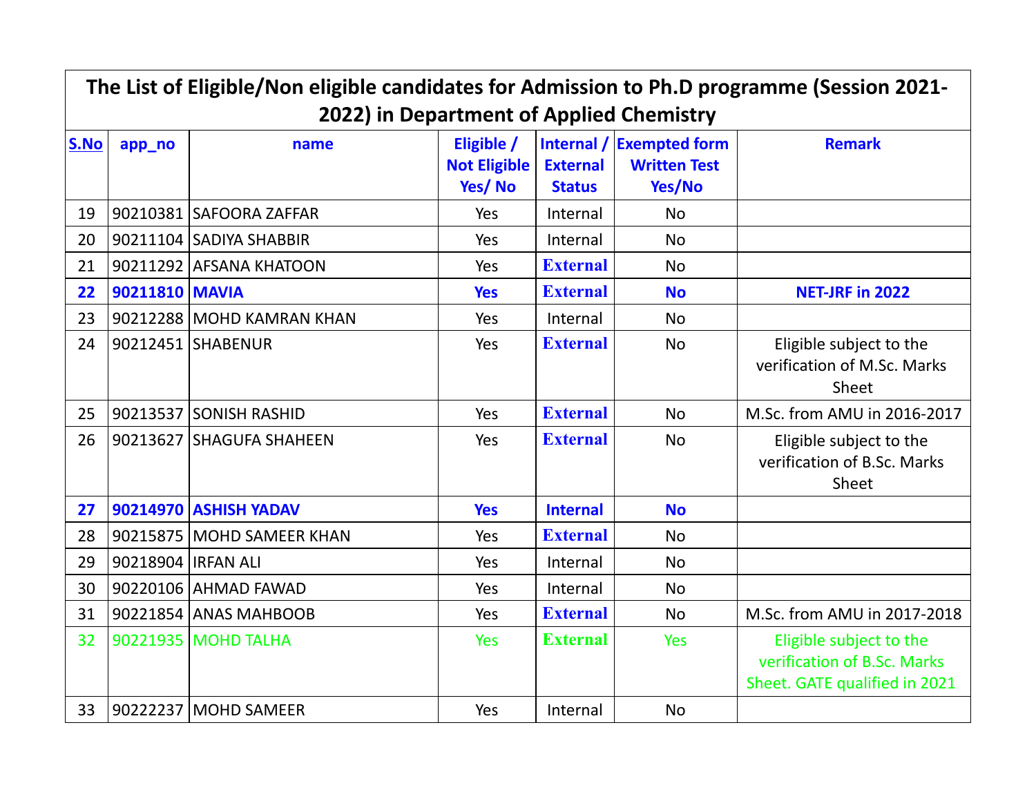| The List of Eligible/Non eligible candidates for Admission to Ph.D programme (Session 2021-2022) in Department of Applied Chemistry | | | | | | |
|---|---|---|---|---|---|---|
| **S.No** | **app_no** | **name** | **Eligible / Not Eligible Yes/ No** | **Internal / External Status** | **Exempted form Written Test Yes/No** | **Remark** |
| 19 | 90210381 | SAFOORA ZAFFAR | Yes | Internal | No | |
| 20 | 90211104 | SADIYA SHABBIR | Yes | Internal | No | |
| 21 | 90211292 | AFSANA KHATOON | Yes | **External** | No | |
| **22** | **90211810** | **MAVIA** | **Yes** | **External** | **No** | **NET-JRF in 2022** |
| 23 | 90212288 | MOHD KAMRAN KHAN | Yes | Internal | No | |
| 24 | 90212451 | SHABENUR | Yes | **External** | No | Eligible subject to the verification of M.Sc. Marks Sheet |
| 25 | 90213537 | SONISH RASHID | Yes | **External** | No | M.Sc. from AMU in 2016-2017 |
| 26 | 90213627 | SHAGUFA SHAHEEN | Yes | **External** | No | Eligible subject to the verification of B.Sc. Marks Sheet |
| **27** | **90214970** | **ASHISH YADAV** | **Yes** | **Internal** | **No** | |
| 28 | 90215875 | MOHD SAMEER KHAN | Yes | **External** | No | |
| 29 | 90218904 | IRFAN ALI | Yes | Internal | No | |
| 30 | 90220106 | AHMAD FAWAD | Yes | Internal | No | |
| 31 | 90221854 | ANAS MAHBOOB | Yes | **External** | No | M.Sc. from AMU in 2017-2018 |
| 32 | 90221935 | MOHD TALHA | Yes | **External** | Yes | Eligible subject to the verification of B.Sc. Marks Sheet. GATE qualified in 2021 |
| 33 | 90222237 | MOHD SAMEER | Yes | Internal | No | |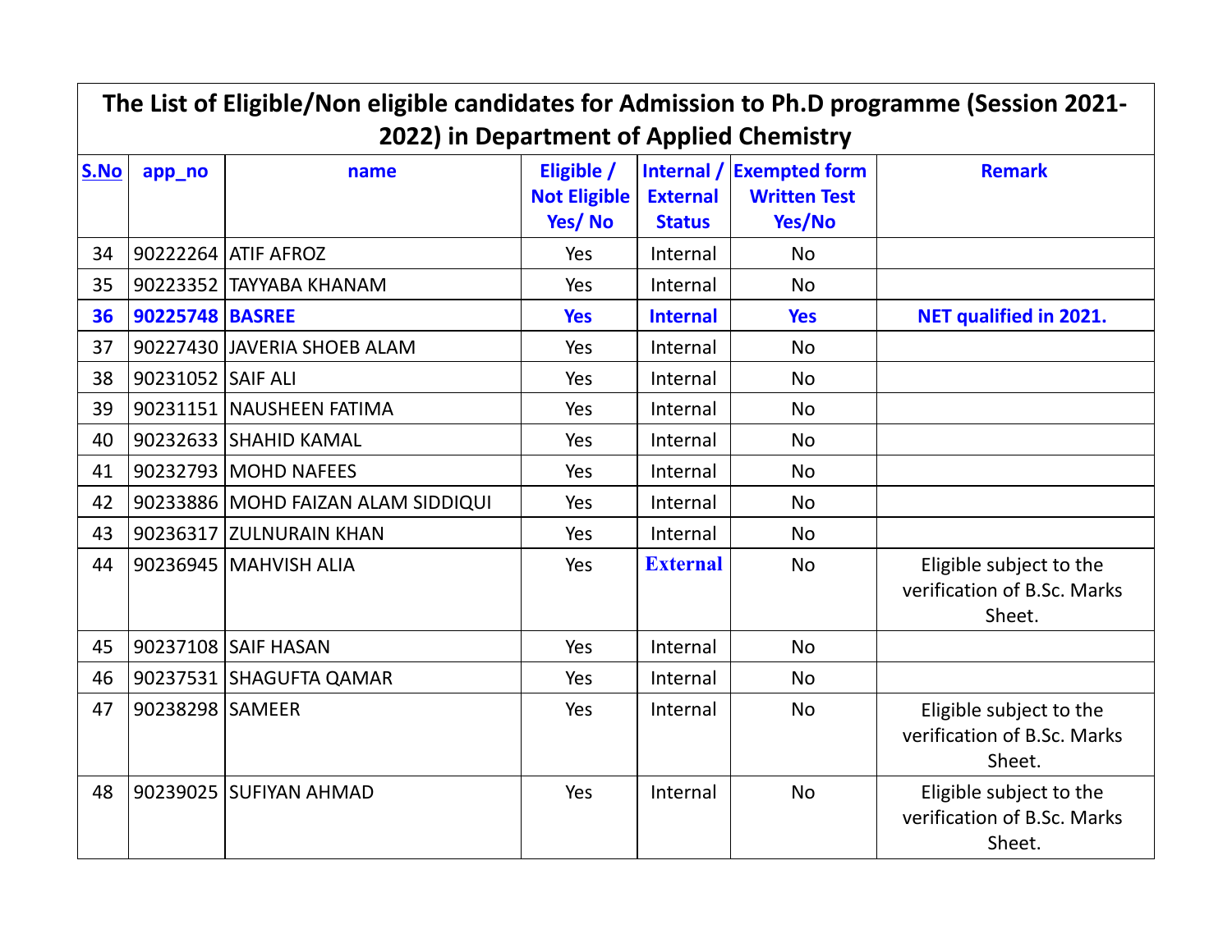| The List of Eligible/Non eligible candidates for Admission to Ph.D programme (Session 2021-2022) in Department of Applied Chemistry | | | | | | |
|---|---|---|---|---|---|---|
| **S.No** | **app_no** | **name** | **Eligible / Not Eligible Yes/ No** | **Internal / External Status** | **Exempted form Written Test Yes/No** | **Remark** |
| 34 | 90222264 | ATIF AFROZ | Yes | Internal | No | |
| 35 | 90223352 | TAYYABA KHANAM | Yes | Internal | No | |
| **36** | **90225748** | **BASREE** | **Yes** | **Internal** | **Yes** | **NET qualified in 2021.** |
| 37 | 90227430 | JAVERIA SHOEB ALAM | Yes | Internal | No | |
| 38 | 90231052 | SAIF ALI | Yes | Internal | No | |
| 39 | 90231151 | NAUSHEEN FATIMA | Yes | Internal | No | |
| 40 | 90232633 | SHAHID KAMAL | Yes | Internal | No | |
| 41 | 90232793 | MOHD NAFEES | Yes | Internal | No | |
| 42 | 90233886 | MOHD FAIZAN ALAM SIDDIQUI | Yes | Internal | No | |
| 43 | 90236317 | ZULNURAIN KHAN | Yes | Internal | No | |
| 44 | 90236945 | MAHVISH ALIA | Yes | **External** | No | Eligible subject to the verification of B.Sc. Marks Sheet. |
| 45 | 90237108 | SAIF HASAN | Yes | Internal | No | |
| 46 | 90237531 | SHAGUFTA QAMAR | Yes | Internal | No | |
| 47 | 90238298 | SAMEER | Yes | Internal | No | Eligible subject to the verification of B.Sc. Marks Sheet. |
| 48 | 90239025 | SUFIYAN AHMAD | Yes | Internal | No | Eligible subject to the verification of B.Sc. Marks Sheet. |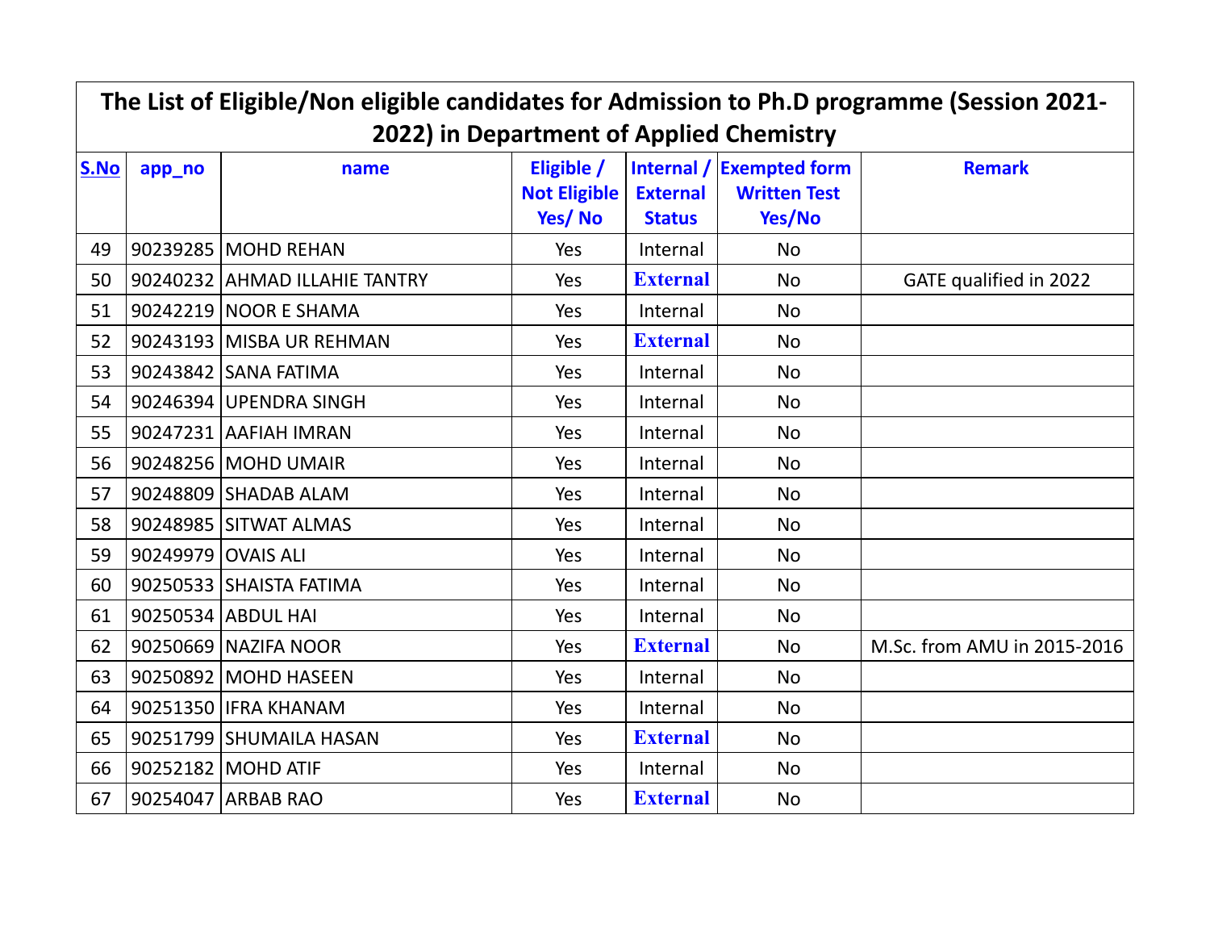| The List of Eligible/Non eligible candidates for Admission to Ph.D programme (Session 2021-2022) in Department of Applied Chemistry | | | | | | |
|---|---|---|---|---|---|---|
| **S.No** | **app_no** | **name** | **Eligible / Not Eligible Yes/ No** | **Internal / External Status** | **Exempted form Written Test Yes/No** | **Remark** |
| 49 | 90239285 | MOHD REHAN | Yes | Internal | No | |
| 50 | 90240232 | AHMAD ILLAHIE TANTRY | Yes | **External** | No | GATE qualified in 2022 |
| 51 | 90242219 | NOOR E SHAMA | Yes | Internal | No | |
| 52 | 90243193 | MISBA UR REHMAN | Yes | **External** | No | |
| 53 | 90243842 | SANA FATIMA | Yes | Internal | No | |
| 54 | 90246394 | UPENDRA SINGH | Yes | Internal | No | |
| 55 | 90247231 | AAFIAH IMRAN | Yes | Internal | No | |
| 56 | 90248256 | MOHD UMAIR | Yes | Internal | No | |
| 57 | 90248809 | SHADAB ALAM | Yes | Internal | No | |
| 58 | 90248985 | SITWAT ALMAS | Yes | Internal | No | |
| 59 | 90249979 | OVAIS ALI | Yes | Internal | No | |
| 60 | 90250533 | SHAISTA FATIMA | Yes | Internal | No | |
| 61 | 90250534 | ABDUL HAI | Yes | Internal | No | |
| 62 | 90250669 | NAZIFA NOOR | Yes | **External** | No | M.Sc. from AMU in 2015-2016 |
| 63 | 90250892 | MOHD HASEEN | Yes | Internal | No | |
| 64 | 90251350 | IFRA KHANAM | Yes | Internal | No | |
| 65 | 90251799 | SHUMAILA HASAN | Yes | **External** | No | |
| 66 | 90252182 | MOHD ATIF | Yes | Internal | No | |
| 67 | 90254047 | ARBAB RAO | Yes | **External** | No | |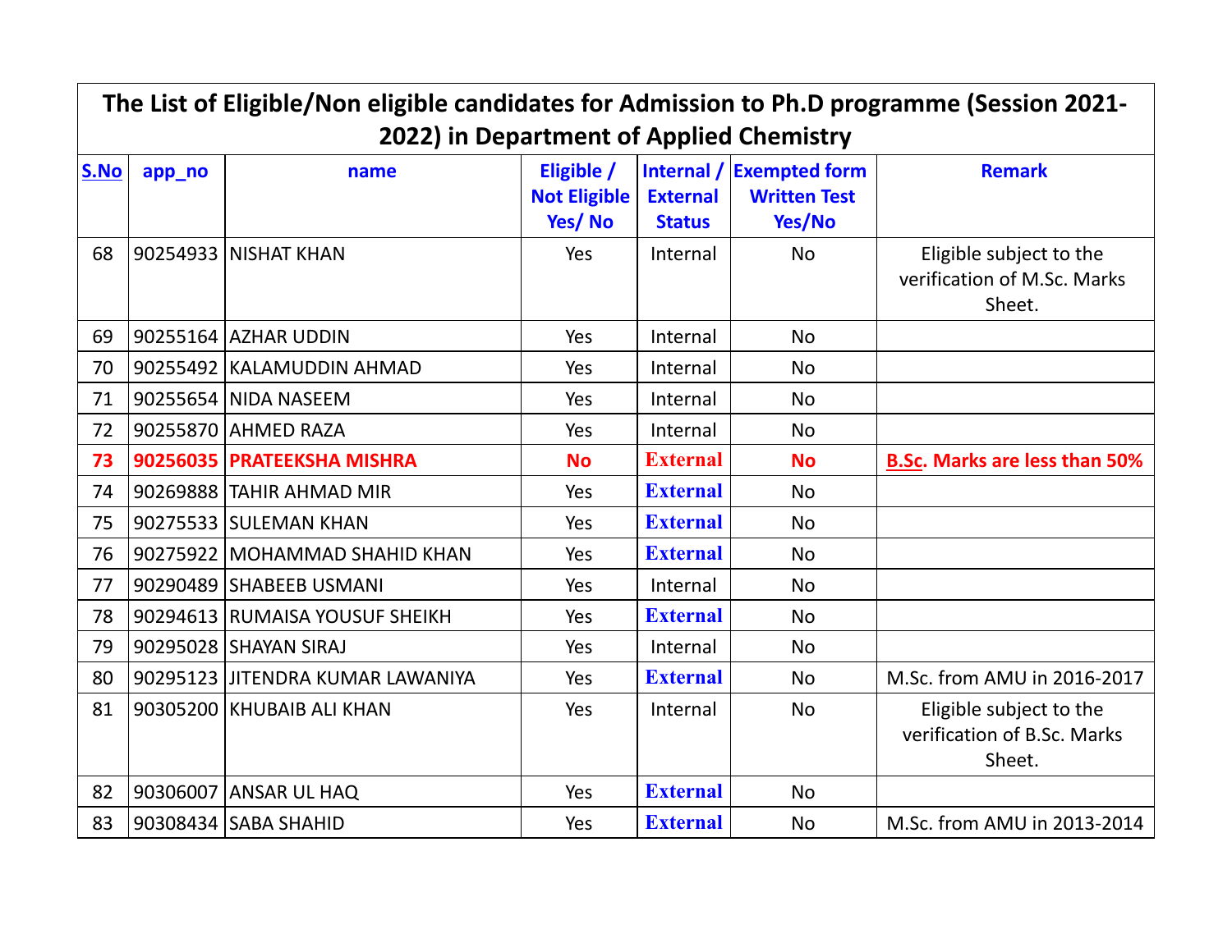| The List of Eligible/Non eligible candidates for Admission to Ph.D programme (Session 2021-2022) in Department of Applied Chemistry | | | | | | |
|---|---|---|---|---|---|---|
| **S.No** | **app_no** | **name** | **Eligible / Not Eligible Yes/ No** | **Internal / External Status** | **Exempted form Written Test Yes/No** | **Remark** |
| 68 | 90254933 | NISHAT KHAN | Yes | Internal | No | Eligible subject to the verification of M.Sc. Marks Sheet. |
| 69 | 90255164 | AZHAR UDDIN | Yes | Internal | No | |
| 70 | 90255492 | KALAMUDDIN AHMAD | Yes | Internal | No | |
| 71 | 90255654 | NIDA NASEEM | Yes | Internal | No | |
| 72 | 90255870 | AHMED RAZA | Yes | Internal | No | |
| **73** | **90256035** | **PRATEEKSHA MISHRA** | **No** | **External** | **No** | **B.Sc. Marks are less than 50%** |
| 74 | 90269888 | TAHIR AHMAD MIR | Yes | External | No | |
| 75 | 90275533 | SULEMAN KHAN | Yes | External | No | |
| 76 | 90275922 | MOHAMMAD SHAHID KHAN | Yes | External | No | |
| 77 | 90290489 | SHABEEB USMANI | Yes | Internal | No | |
| 78 | 90294613 | RUMAISA YOUSUF SHEIKH | Yes | External | No | |
| 79 | 90295028 | SHAYAN SIRAJ | Yes | Internal | No | |
| 80 | 90295123 | JITENDRA KUMAR LAWANIYA | Yes | External | No | M.Sc. from AMU in 2016-2017 |
| 81 | 90305200 | KHUBAIB ALI KHAN | Yes | Internal | No | Eligible subject to the verification of B.Sc. Marks Sheet. |
| 82 | 90306007 | ANSAR UL HAQ | Yes | External | No | |
| 83 | 90308434 | SABA SHAHID | Yes | External | No | M.Sc. from AMU in 2013-2014 |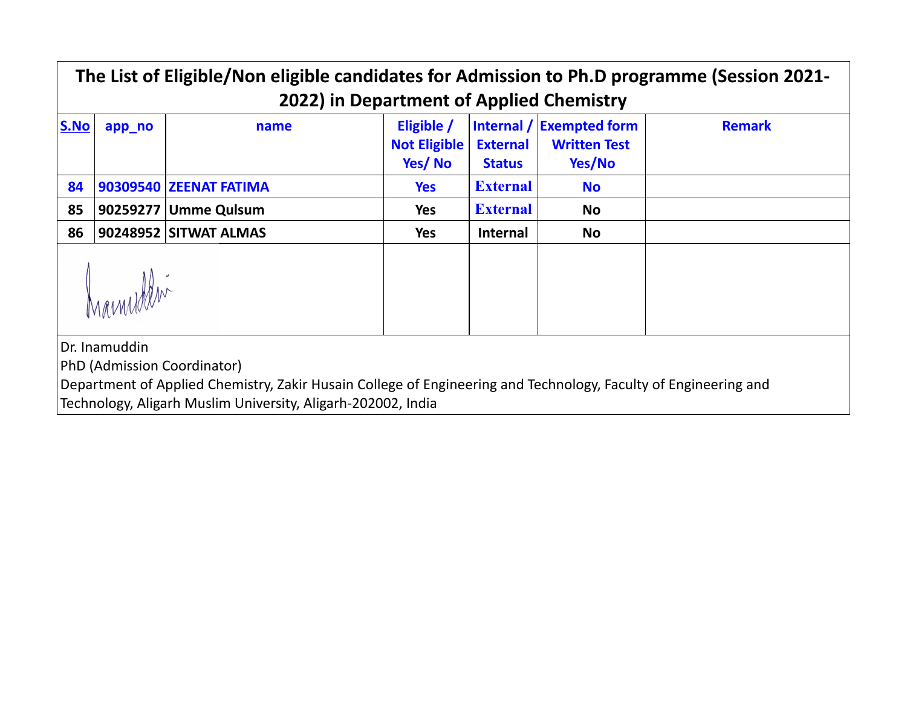# The List of Eligible/Non eligible candidates for Admission to Ph.D programme (Session 2021-2022) in Department of Applied Chemistry

| S.No | app_no | name | Eligible / Not Eligible Yes/ No | Internal / External Status | Exempted form Written Test Yes/No | Remark |
|---|---|---|---|---|---|---|
| 84 | 90309540 | ZEENAT FATIMA | Yes | External | No | |
| 85 | 90259277 | Umme Qulsum | Yes | External | No | |
| 86 | 90248952 | SITWAT ALMAS | Yes | Internal | No | |

Dr. Inamuddin
PhD (Admission Coordinator)
Department of Applied Chemistry, Zakir Husain College of Engineering and Technology, Faculty of Engineering and Technology, Aligarh Muslim University, Aligarh-202002, India